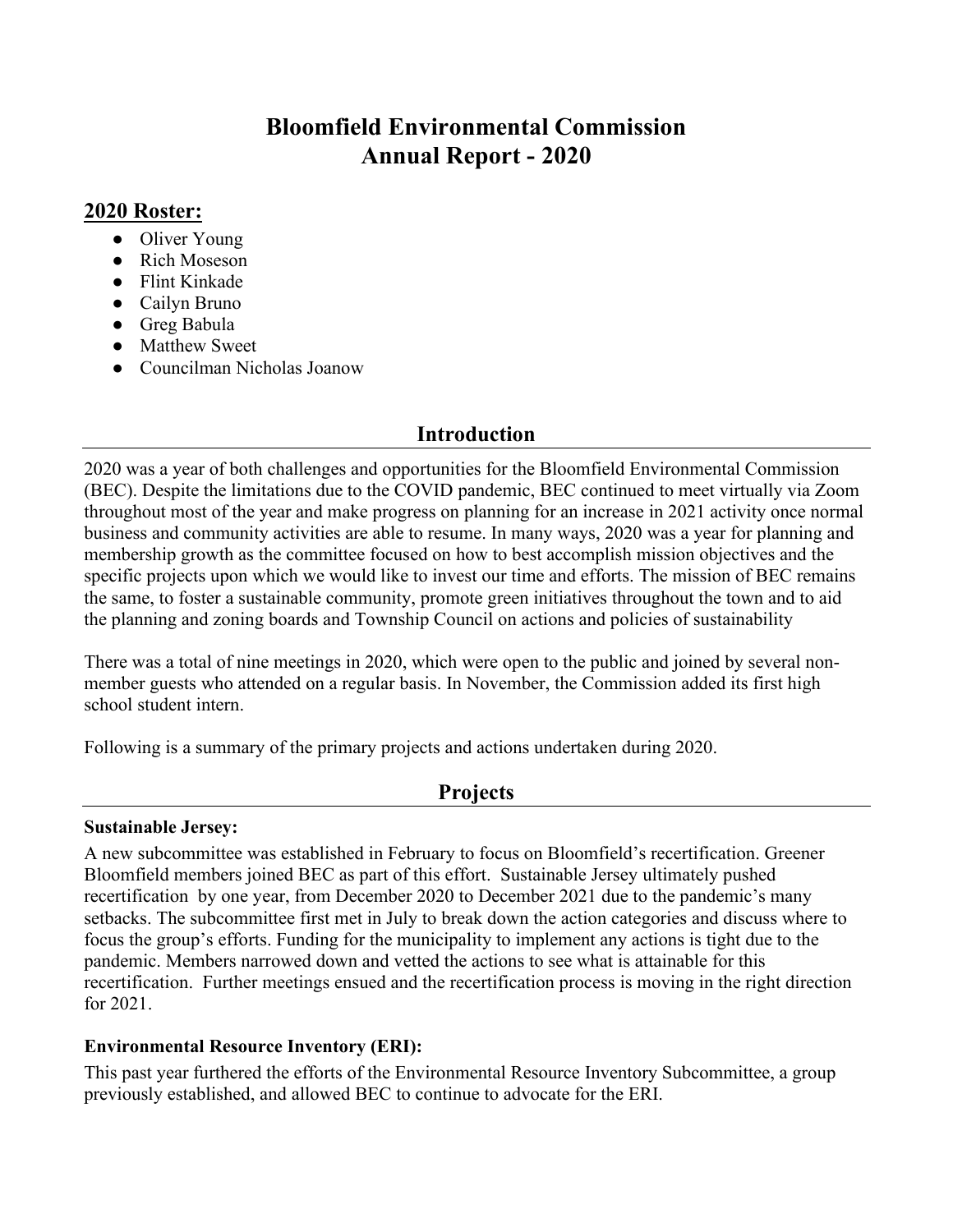# Bloomfield Environmental Commission
# Annual Report - 2020

## 2020 Roster:

- Oliver Young
- Rich Moseson
- Flint Kinkade
- Cailyn Bruno
- Greg Babula
- Matthew Sweet
- Councilman Nicholas Joanow

## Introduction

2020 was a year of both challenges and opportunities for the Bloomfield Environmental Commission (BEC). Despite the limitations due to the COVID pandemic, BEC continued to meet virtually via Zoom throughout most of the year and make progress on planning for an increase in 2021 activity once normal business and community activities are able to resume. In many ways, 2020 was a year for planning and membership growth as the committee focused on how to best accomplish mission objectives and the specific projects upon which we would like to invest our time and efforts. The mission of BEC remains the same, to foster a sustainable community, promote green initiatives throughout the town and to aid the planning and zoning boards and Township Council on actions and policies of sustainability

There was a total of nine meetings in 2020, which were open to the public and joined by several non-member guests who attended on a regular basis. In November, the Commission added its first high school student intern.

Following is a summary of the primary projects and actions undertaken during 2020.

## Projects

**Sustainable Jersey:**

A new subcommittee was established in February to focus on Bloomfield's recertification. Greener Bloomfield members joined BEC as part of this effort. Sustainable Jersey ultimately pushed recertification by one year, from December 2020 to December 2021 due to the pandemic's many setbacks. The subcommittee first met in July to break down the action categories and discuss where to focus the group's efforts. Funding for the municipality to implement any actions is tight due to the pandemic. Members narrowed down and vetted the actions to see what is attainable for this recertification. Further meetings ensued and the recertification process is moving in the right direction for 2021.

**Environmental Resource Inventory (ERI):**

This past year furthered the efforts of the Environmental Resource Inventory Subcommittee, a group previously established, and allowed BEC to continue to advocate for the ERI.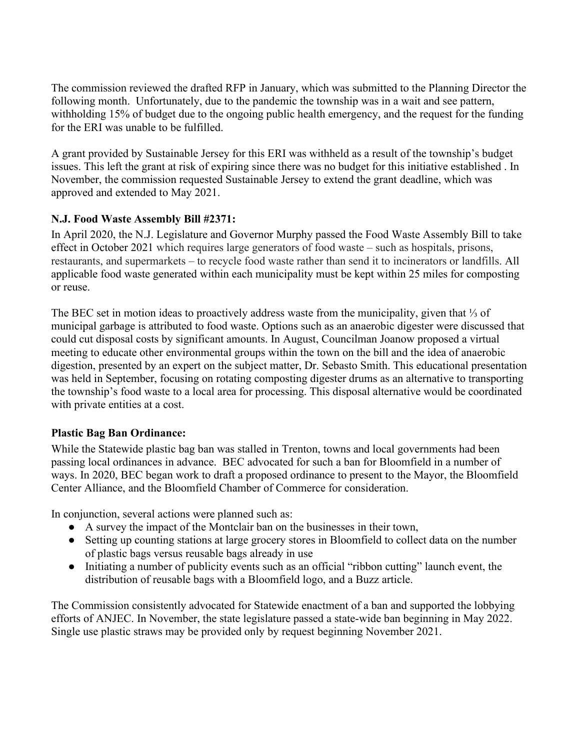The commission reviewed the drafted RFP in January, which was submitted to the Planning Director the following month. Unfortunately, due to the pandemic the township was in a wait and see pattern, withholding 15% of budget due to the ongoing public health emergency, and the request for the funding for the ERI was unable to be fulfilled.

A grant provided by Sustainable Jersey for this ERI was withheld as a result of the township's budget issues. This left the grant at risk of expiring since there was no budget for this initiative established . In November, the commission requested Sustainable Jersey to extend the grant deadline, which was approved and extended to May 2021.

**N.J. Food Waste Assembly Bill #2371:**

In April 2020, the N.J. Legislature and Governor Murphy passed the Food Waste Assembly Bill to take effect in October 2021 which requires large generators of food waste – such as hospitals, prisons, restaurants, and supermarkets – to recycle food waste rather than send it to incinerators or landfills. All applicable food waste generated within each municipality must be kept within 25 miles for composting or reuse.

The BEC set in motion ideas to proactively address waste from the municipality, given that ⅓ of municipal garbage is attributed to food waste. Options such as an anaerobic digester were discussed that could cut disposal costs by significant amounts. In August, Councilman Joanow proposed a virtual meeting to educate other environmental groups within the town on the bill and the idea of anaerobic digestion, presented by an expert on the subject matter, Dr. Sebasto Smith. This educational presentation was held in September, focusing on rotating composting digester drums as an alternative to transporting the township's food waste to a local area for processing. This disposal alternative would be coordinated with private entities at a cost.

**Plastic Bag Ban Ordinance:**

While the Statewide plastic bag ban was stalled in Trenton, towns and local governments had been passing local ordinances in advance. BEC advocated for such a ban for Bloomfield in a number of ways. In 2020, BEC began work to draft a proposed ordinance to present to the Mayor, the Bloomfield Center Alliance, and the Bloomfield Chamber of Commerce for consideration.

In conjunction, several actions were planned such as:

- A survey the impact of the Montclair ban on the businesses in their town,
- Setting up counting stations at large grocery stores in Bloomfield to collect data on the number of plastic bags versus reusable bags already in use
- Initiating a number of publicity events such as an official "ribbon cutting" launch event, the distribution of reusable bags with a Bloomfield logo, and a Buzz article.

The Commission consistently advocated for Statewide enactment of a ban and supported the lobbying efforts of ANJEC. In November, the state legislature passed a state-wide ban beginning in May 2022. Single use plastic straws may be provided only by request beginning November 2021.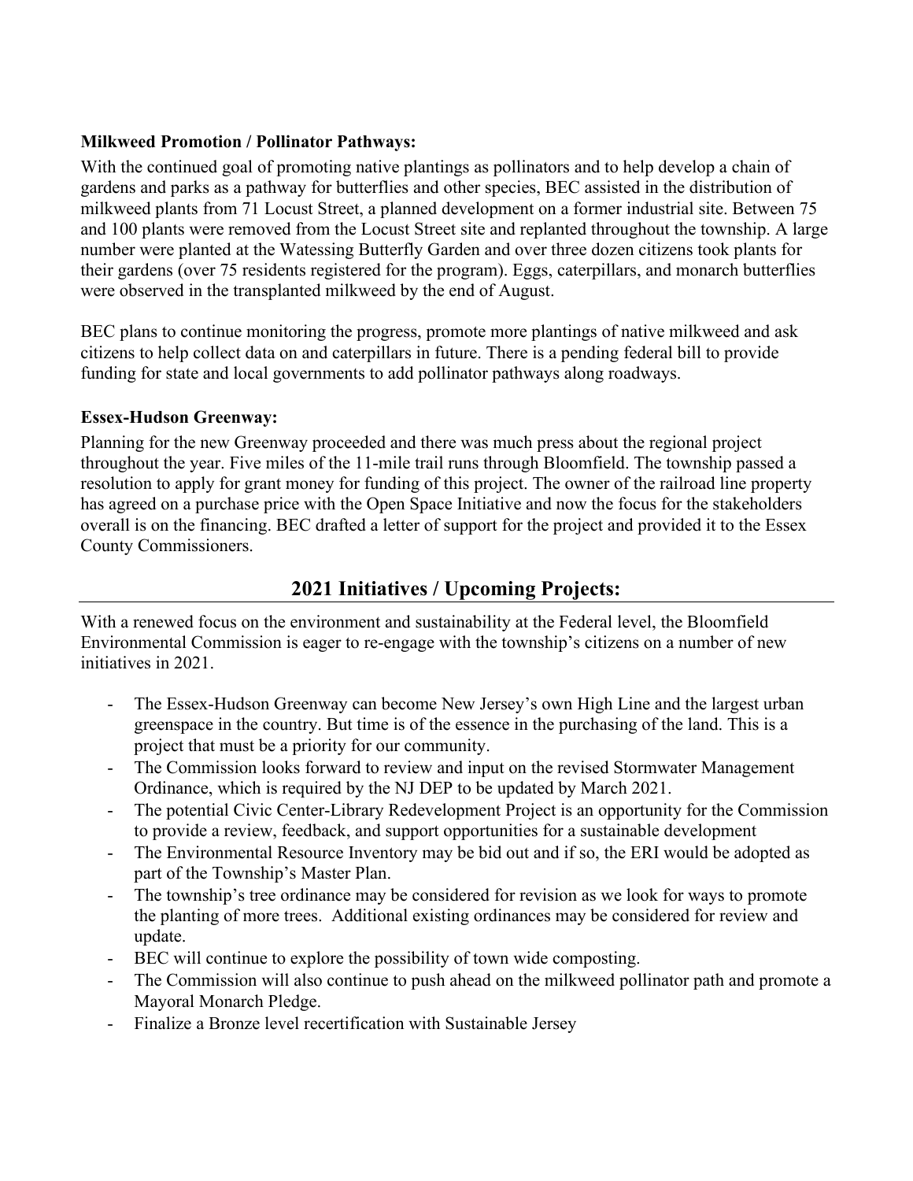**Milkweed Promotion / Pollinator Pathways:**

With the continued goal of promoting native plantings as pollinators and to help develop a chain of gardens and parks as a pathway for butterflies and other species, BEC assisted in the distribution of milkweed plants from 71 Locust Street, a planned development on a former industrial site. Between 75 and 100 plants were removed from the Locust Street site and replanted throughout the township. A large number were planted at the Watessing Butterfly Garden and over three dozen citizens took plants for their gardens (over 75 residents registered for the program). Eggs, caterpillars, and monarch butterflies were observed in the transplanted milkweed by the end of August.

BEC plans to continue monitoring the progress, promote more plantings of native milkweed and ask citizens to help collect data on and caterpillars in future. There is a pending federal bill to provide funding for state and local governments to add pollinator pathways along roadways.

**Essex-Hudson Greenway:**

Planning for the new Greenway proceeded and there was much press about the regional project throughout the year. Five miles of the 11-mile trail runs through Bloomfield. The township passed a resolution to apply for grant money for funding of this project. The owner of the railroad line property has agreed on a purchase price with the Open Space Initiative and now the focus for the stakeholders overall is on the financing. BEC drafted a letter of support for the project and provided it to the Essex County Commissioners.

## 2021 Initiatives / Upcoming Projects:

With a renewed focus on the environment and sustainability at the Federal level, the Bloomfield Environmental Commission is eager to re-engage with the township's citizens on a number of new initiatives in 2021.

- The Essex-Hudson Greenway can become New Jersey's own High Line and the largest urban greenspace in the country. But time is of the essence in the purchasing of the land. This is a project that must be a priority for our community.
- The Commission looks forward to review and input on the revised Stormwater Management Ordinance, which is required by the NJ DEP to be updated by March 2021.
- The potential Civic Center-Library Redevelopment Project is an opportunity for the Commission to provide a review, feedback, and support opportunities for a sustainable development
- The Environmental Resource Inventory may be bid out and if so, the ERI would be adopted as part of the Township's Master Plan.
- The township's tree ordinance may be considered for revision as we look for ways to promote the planting of more trees. Additional existing ordinances may be considered for review and update.
- BEC will continue to explore the possibility of town wide composting.
- The Commission will also continue to push ahead on the milkweed pollinator path and promote a Mayoral Monarch Pledge.
- Finalize a Bronze level recertification with Sustainable Jersey